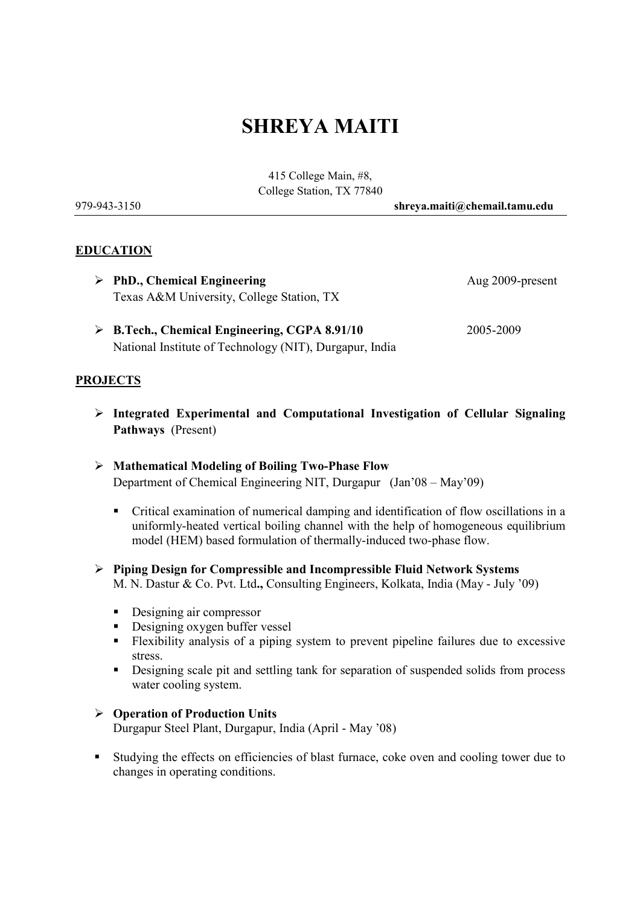# SHREYA MAITI

415 College Main, #8,
College Station, TX 77840

979-943-3150 **shreya.maiti@chemail.tamu.edu**

## EDUCATION

- **PhD., Chemical Engineering** Aug 2009-present
  Texas A&M University, College Station, TX

- **B.Tech., Chemical Engineering, CGPA 8.91/10** 2005-2009
  National Institute of Technology (NIT), Durgapur, India

## PROJECTS

- **Integrated Experimental and Computational Investigation of Cellular Signaling Pathways** (Present)

- **Mathematical Modeling of Boiling Two-Phase Flow**
  Department of Chemical Engineering NIT, Durgapur (Jan'08 – May'09)
  - Critical examination of numerical damping and identification of flow oscillations in a uniformly-heated vertical boiling channel with the help of homogeneous equilibrium model (HEM) based formulation of thermally-induced two-phase flow.

- **Piping Design for Compressible and Incompressible Fluid Network Systems**
  M. N. Dastur & Co. Pvt. Ltd**.,** Consulting Engineers, Kolkata, India (May - July '09)
  - Designing air compressor
  - Designing oxygen buffer vessel
  - Flexibility analysis of a piping system to prevent pipeline failures due to excessive stress.
  - Designing scale pit and settling tank for separation of suspended solids from process water cooling system.

- **Operation of Production Units**
  Durgapur Steel Plant, Durgapur, India (April - May '08)

- Studying the effects on efficiencies of blast furnace, coke oven and cooling tower due to changes in operating conditions.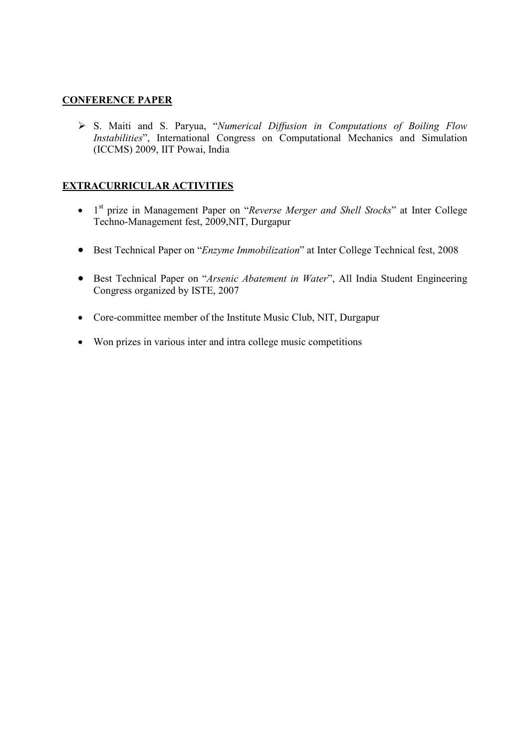## CONFERENCE PAPER

- S. Maiti and S. Paryua, "*Numerical Diffusion in Computations of Boiling Flow Instabilities*", International Congress on Computational Mechanics and Simulation (ICCMS) 2009, IIT Powai, India

## EXTRACURRICULAR ACTIVITIES

- 1st prize in Management Paper on "*Reverse Merger and Shell Stocks*" at Inter College Techno-Management fest, 2009,NIT, Durgapur
- Best Technical Paper on "*Enzyme Immobilization*" at Inter College Technical fest, 2008
- Best Technical Paper on "*Arsenic Abatement in Water*", All India Student Engineering Congress organized by ISTE, 2007
- Core-committee member of the Institute Music Club, NIT, Durgapur
- Won prizes in various inter and intra college music competitions